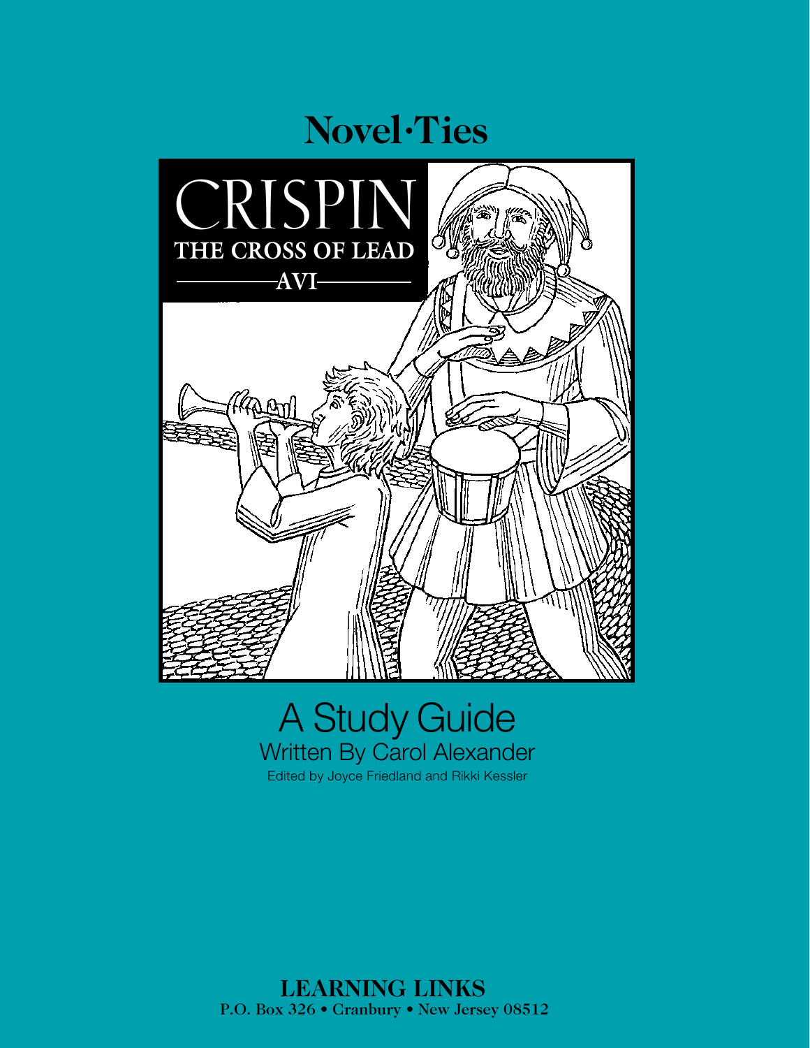# Novel·Ties

# CRISPIN

## THE CROSS OF LEAD

AVI

# A Study Guide

Written By Carol Alexander

Edited by Joyce Friedland and Rikki Kessler

**LEARNING LINKS**
**P.O. Box 326 • Cranbury • New Jersey 08512**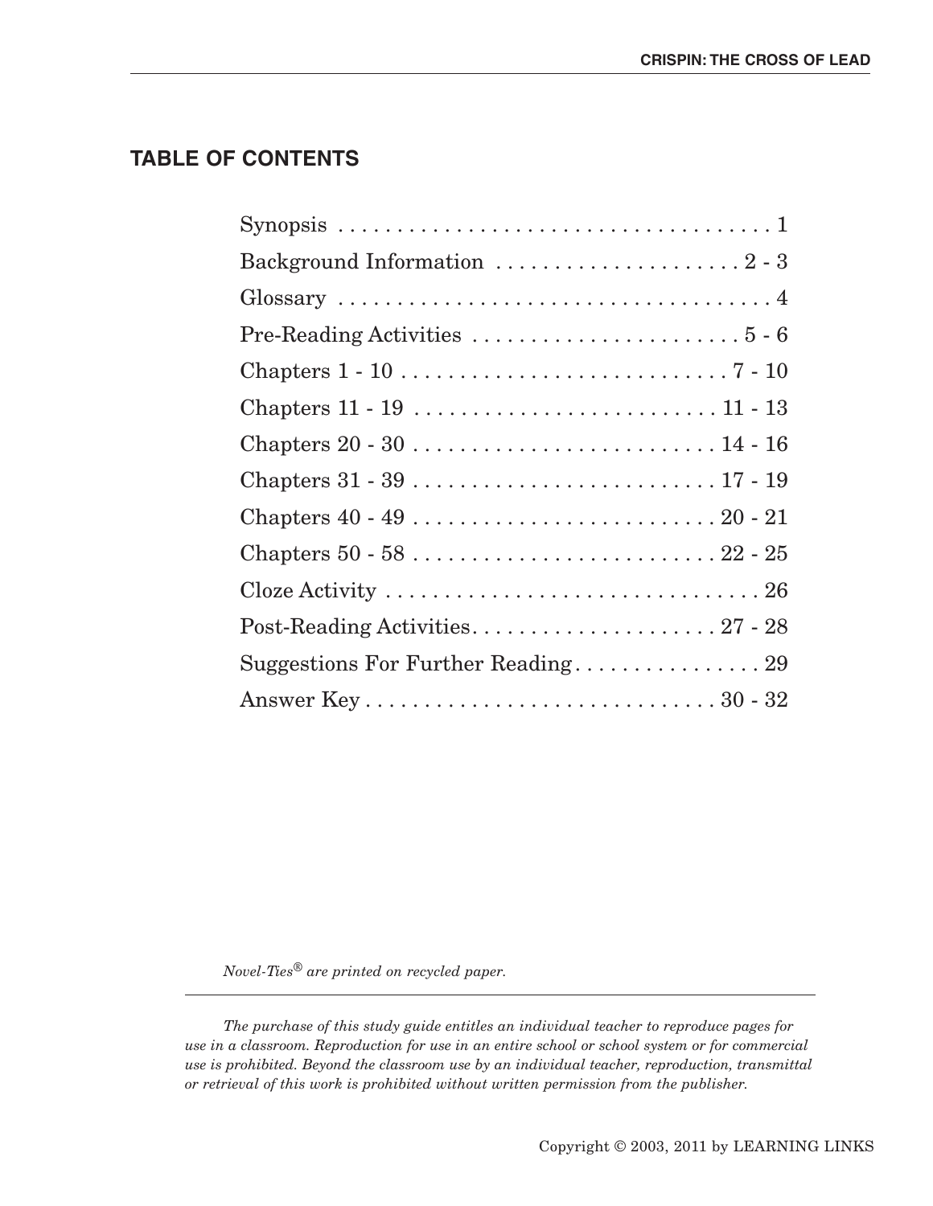## TABLE OF CONTENTS

| | |
|---|---|
| Synopsis | 1 |
| Background Information | 2 - 3 |
| Glossary | 4 |
| Pre-Reading Activities | 5 - 6 |
| Chapters 1 - 10 | 7 - 10 |
| Chapters 11 - 19 | 11 - 13 |
| Chapters 20 - 30 | 14 - 16 |
| Chapters 31 - 39 | 17 - 19 |
| Chapters 40 - 49 | 20 - 21 |
| Chapters 50 - 58 | 22 - 25 |
| Cloze Activity | 26 |
| Post-Reading Activities | 27 - 28 |
| Suggestions For Further Reading | 29 |
| Answer Key | 30 - 32 |

*Novel-Ties® are printed on recycled paper.*

*The purchase of this study guide entitles an individual teacher to reproduce pages for use in a classroom. Reproduction for use in an entire school or school system or for commercial use is prohibited. Beyond the classroom use by an individual teacher, reproduction, transmittal or retrieval of this work is prohibited without written permission from the publisher.*

Copyright © 2003, 2011 by LEARNING LINKS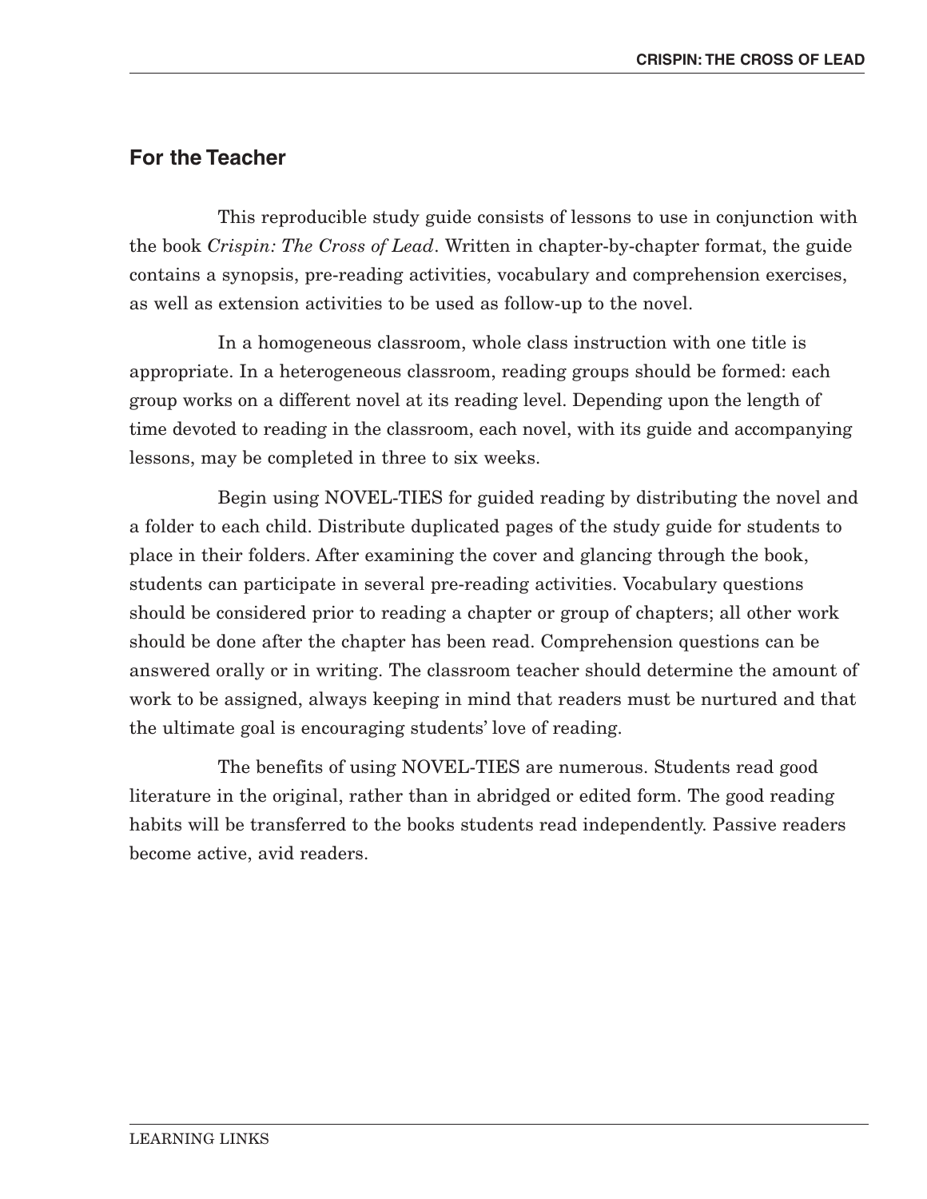## For the Teacher

This reproducible study guide consists of lessons to use in conjunction with the book *Crispin: The Cross of Lead*. Written in chapter-by-chapter format, the guide contains a synopsis, pre-reading activities, vocabulary and comprehension exercises, as well as extension activities to be used as follow-up to the novel.

In a homogeneous classroom, whole class instruction with one title is appropriate. In a heterogeneous classroom, reading groups should be formed: each group works on a different novel at its reading level. Depending upon the length of time devoted to reading in the classroom, each novel, with its guide and accompanying lessons, may be completed in three to six weeks.

Begin using NOVEL-TIES for guided reading by distributing the novel and a folder to each child. Distribute duplicated pages of the study guide for students to place in their folders. After examining the cover and glancing through the book, students can participate in several pre-reading activities. Vocabulary questions should be considered prior to reading a chapter or group of chapters; all other work should be done after the chapter has been read. Comprehension questions can be answered orally or in writing. The classroom teacher should determine the amount of work to be assigned, always keeping in mind that readers must be nurtured and that the ultimate goal is encouraging students' love of reading.

The benefits of using NOVEL-TIES are numerous. Students read good literature in the original, rather than in abridged or edited form. The good reading habits will be transferred to the books students read independently. Passive readers become active, avid readers.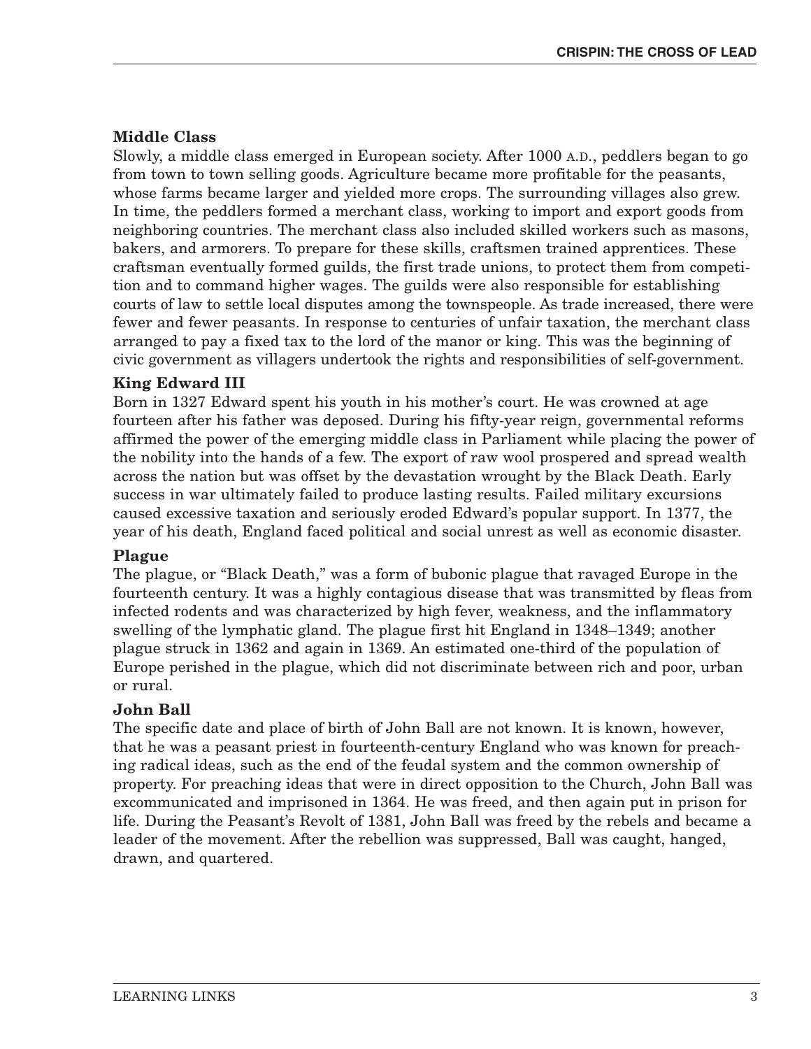### Middle Class

Slowly, a middle class emerged in European society. After 1000 A.D., peddlers began to go from town to town selling goods. Agriculture became more profitable for the peasants, whose farms became larger and yielded more crops. The surrounding villages also grew. In time, the peddlers formed a merchant class, working to import and export goods from neighboring countries. The merchant class also included skilled workers such as masons, bakers, and armorers. To prepare for these skills, craftsmen trained apprentices. These craftsman eventually formed guilds, the first trade unions, to protect them from competition and to command higher wages. The guilds were also responsible for establishing courts of law to settle local disputes among the townspeople. As trade increased, there were fewer and fewer peasants. In response to centuries of unfair taxation, the merchant class arranged to pay a fixed tax to the lord of the manor or king. This was the beginning of civic government as villagers undertook the rights and responsibilities of self-government.

### King Edward III

Born in 1327 Edward spent his youth in his mother's court. He was crowned at age fourteen after his father was deposed. During his fifty-year reign, governmental reforms affirmed the power of the emerging middle class in Parliament while placing the power of the nobility into the hands of a few. The export of raw wool prospered and spread wealth across the nation but was offset by the devastation wrought by the Black Death. Early success in war ultimately failed to produce lasting results. Failed military excursions caused excessive taxation and seriously eroded Edward's popular support. In 1377, the year of his death, England faced political and social unrest as well as economic disaster.

### Plague

The plague, or "Black Death," was a form of bubonic plague that ravaged Europe in the fourteenth century. It was a highly contagious disease that was transmitted by fleas from infected rodents and was characterized by high fever, weakness, and the inflammatory swelling of the lymphatic gland. The plague first hit England in 1348–1349; another plague struck in 1362 and again in 1369. An estimated one-third of the population of Europe perished in the plague, which did not discriminate between rich and poor, urban or rural.

### John Ball

The specific date and place of birth of John Ball are not known. It is known, however, that he was a peasant priest in fourteenth-century England who was known for preaching radical ideas, such as the end of the feudal system and the common ownership of property. For preaching ideas that were in direct opposition to the Church, John Ball was excommunicated and imprisoned in 1364. He was freed, and then again put in prison for life. During the Peasant's Revolt of 1381, John Ball was freed by the rebels and became a leader of the movement. After the rebellion was suppressed, Ball was caught, hanged, drawn, and quartered.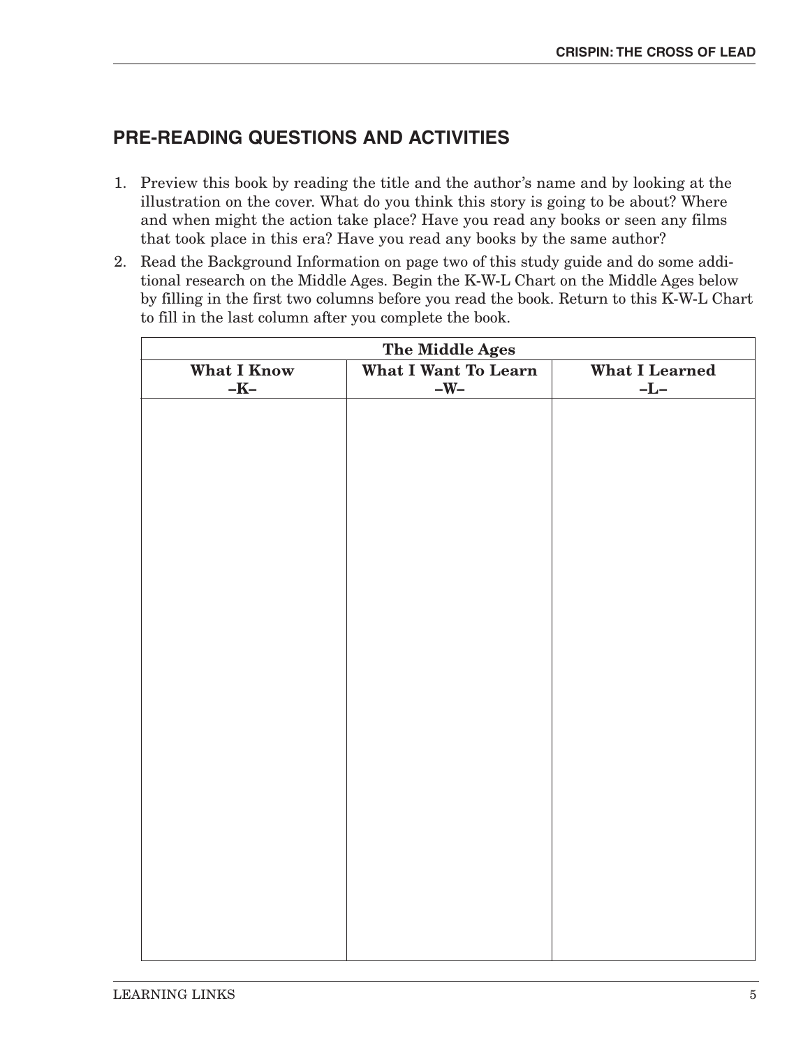## PRE-READING QUESTIONS AND ACTIVITIES

1. Preview this book by reading the title and the author's name and by looking at the illustration on the cover. What do you think this story is going to be about? Where and when might the action take place? Have you read any books or seen any films that took place in this era? Have you read any books by the same author?
2. Read the Background Information on page two of this study guide and do some additional research on the Middle Ages. Begin the K-W-L Chart on the Middle Ages below by filling in the first two columns before you read the book. Return to this K-W-L Chart to fill in the last column after you complete the book.

| The Middle Ages | | |
|---|---|---|
| **What I Know –K–** | **What I Want To Learn –W–** | **What I Learned –L–** |
| | | |